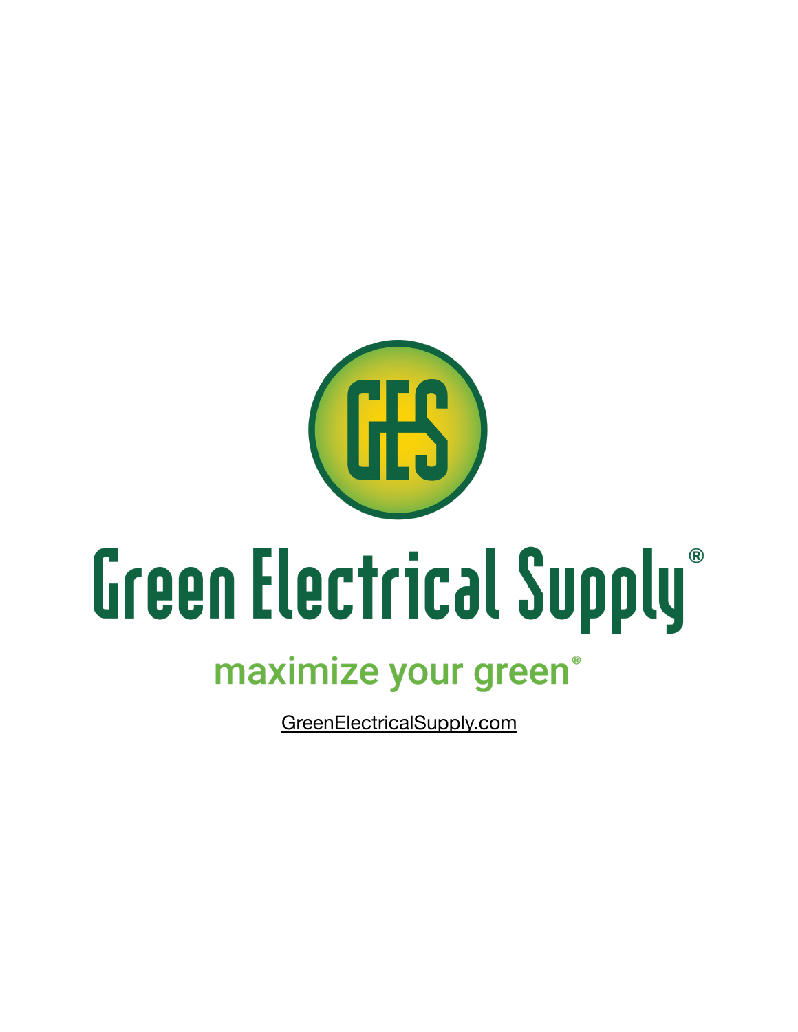GES

# Green Electrical Supply®

maximize your green®

GreenElectricalSupply.com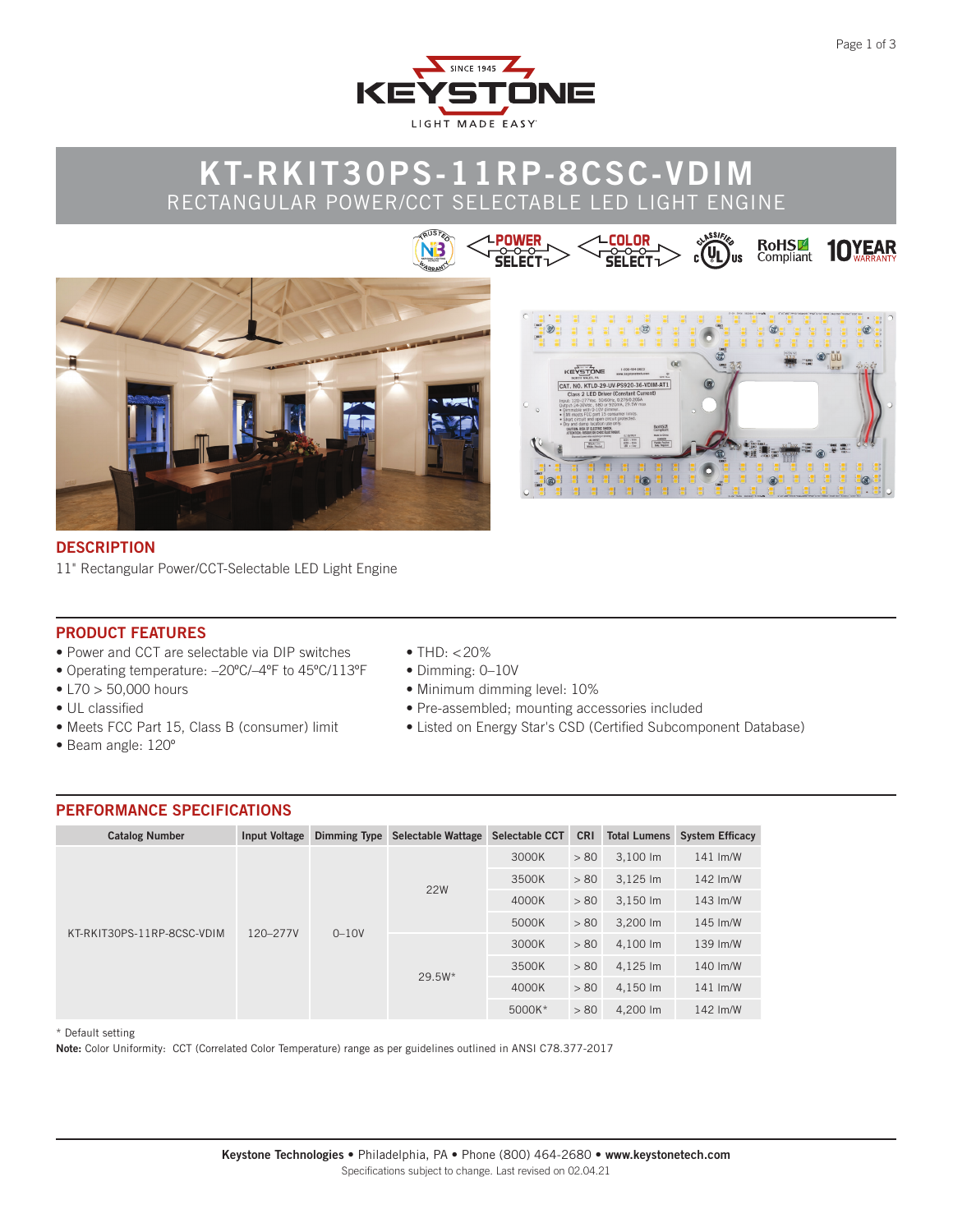# KT-RKIT30PS-11RP-8CSC-VDIM

RECTANGULAR POWER/CCT SELECTABLE LED LIGHT ENGINE

## DESCRIPTION

11" Rectangular Power/CCT-Selectable LED Light Engine

## PRODUCT FEATURES

- Power and CCT are selectable via DIP switches
- Operating temperature: –20°C/–4°F to 45°C/113°F
- L70 > 50,000 hours
- UL classified
- Meets FCC Part 15, Class B (consumer) limit
- Beam angle: 120°
- THD: <20%
- Dimming: 0–10V
- Minimum dimming level: 10%
- Pre-assembled; mounting accessories included
- Listed on Energy Star's CSD (Certified Subcomponent Database)

## PERFORMANCE SPECIFICATIONS

| Catalog Number | Input Voltage | Dimming Type | Selectable Wattage | Selectable CCT | CRI | Total Lumens | System Efficacy |
|---|---|---|---|---|---|---|---|
| KT-RKIT30PS-11RP-8CSC-VDIM | 120–277V | 0–10V | 22W | 3000K | > 80 | 3,100 lm | 141 lm/W |
| | | | | 3500K | > 80 | 3,125 lm | 142 lm/W |
| | | | | 4000K | > 80 | 3,150 lm | 143 lm/W |
| | | | | 5000K | > 80 | 3,200 lm | 145 lm/W |
| | | | 29.5W* | 3000K | > 80 | 4,100 lm | 139 lm/W |
| | | | | 3500K | > 80 | 4,125 lm | 140 lm/W |
| | | | | 4000K | > 80 | 4,150 lm | 141 lm/W |
| | | | | 5000K* | > 80 | 4,200 lm | 142 lm/W |

* Default setting

**Note:** Color Uniformity: CCT (Correlated Color Temperature) range as per guidelines outlined in ANSI C78.377-2017

**Keystone Technologies** • Philadelphia, PA • Phone (800) 464-2680 • **www.keystonetech.com**

Specifications subject to change. Last revised on 02.04.21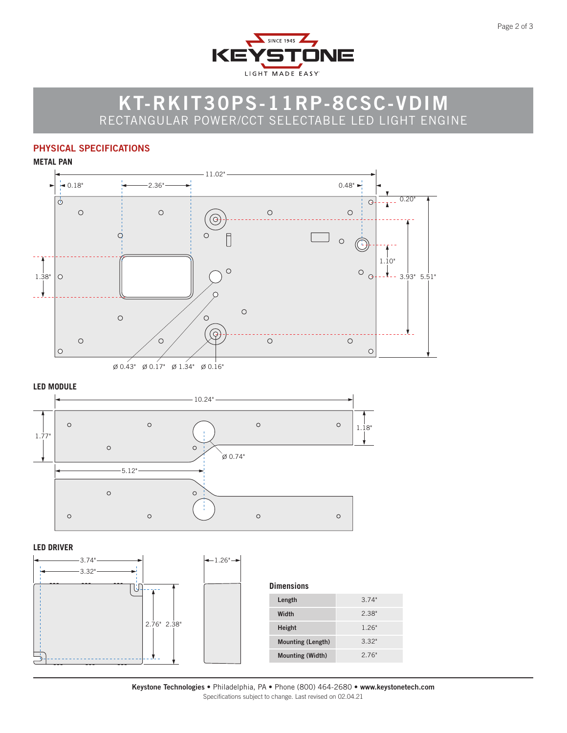# KT-RKIT30PS-11RP-8CSC-VDIM

RECTANGULAR POWER/CCT SELECTABLE LED LIGHT ENGINE

## PHYSICAL SPECIFICATIONS

### METAL PAN

11.02"
0.18"
2.36"
0.48"
0.20"
1.10"
1.38"
3.93"
5.51"
Ø 0.43" Ø 0.17" Ø 1.34" Ø 0.16"

### LED MODULE

10.24"
1.77"
1.18"
Ø 0.74"
5.12"

### LED DRIVER

3.74"
3.32"
1.26"
2.76" 2.38"

**Dimensions**

| | |
|---|---|
| Length | 3.74" |
| Width | 2.38" |
| Height | 1.26" |
| Mounting (Length) | 3.32" |
| Mounting (Width) | 2.76" |

**Keystone Technologies** • Philadelphia, PA • Phone (800) 464-2680 • **www.keystonetech.com**
Specifications subject to change. Last revised on 02.04.21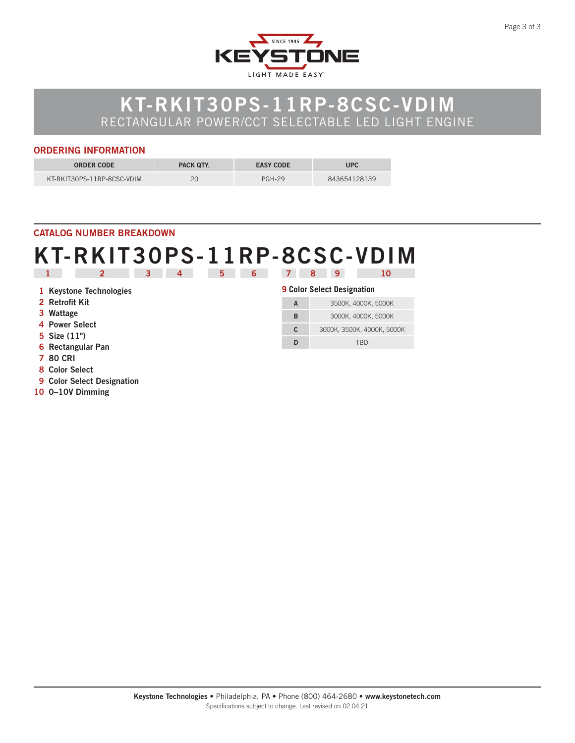# KT-RKIT30PS-11RP-8CSC-VDIM

RECTANGULAR POWER/CCT SELECTABLE LED LIGHT ENGINE

## ORDERING INFORMATION

| ORDER CODE | PACK QTY. | EASY CODE | UPC |
|---|---|---|---|
| KT-RKIT30PS-11RP-8CSC-VDIM | 20 | PGH-29 | 843654128139 |

## CATALOG NUMBER BREAKDOWN

**KT-RKIT30PS-11RP-8CSC-VDIM**

| 1 | 2 | 3 | 4 | 5 | 6 | 7 | 8 | 9 | 10 |
|---|---|---|---|---|---|---|---|---|---|
| KT | RKIT | 30 | PS | 11 | RP | 8 | CS | C | VDIM |

1. Keystone Technologies
2. Retrofit Kit
3. Wattage
4. Power Select
5. Size (11")
6. Rectangular Pan
7. 80 CRI
8. Color Select
9. Color Select Designation
10. 0–10V Dimming

### 9 Color Select Designation

| | |
|---|---|
| A | 3500K, 4000K, 5000K |
| B | 3000K, 4000K, 5000K |
| C | 3000K, 3500K, 4000K, 5000K |
| D | TBD |

**Keystone Technologies** • Philadelphia, PA • Phone (800) 464-2680 • **www.keystonetech.com**

Specifications subject to change. Last revised on 02.04.21